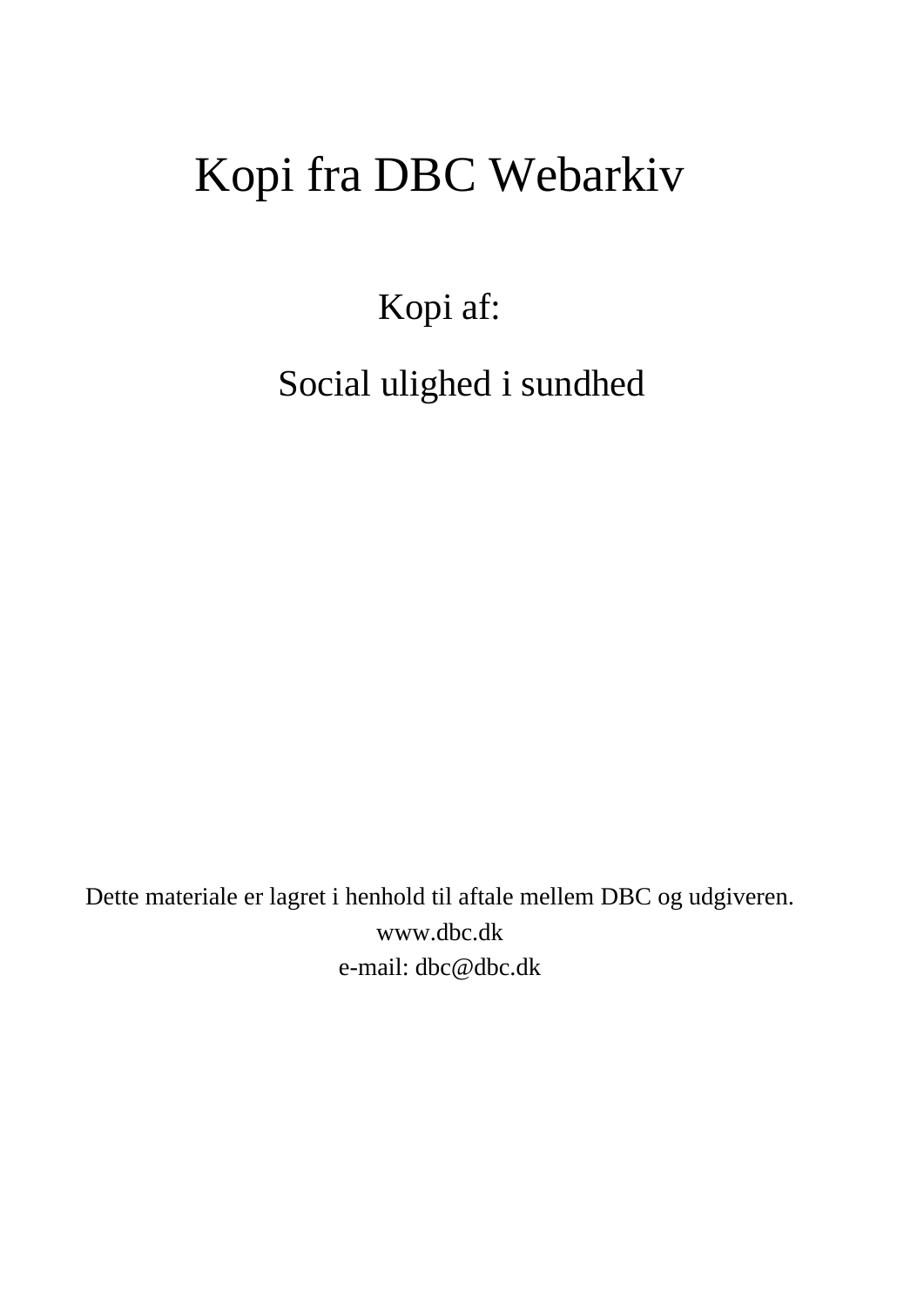# Kopi fra DBC Webarkiv

Kopi af:

## Social ulighed i sundhed

Dette materiale er lagret i henhold til aftale mellem DBC og udgiveren.

www.dbc.dk

e-mail: dbc@dbc.dk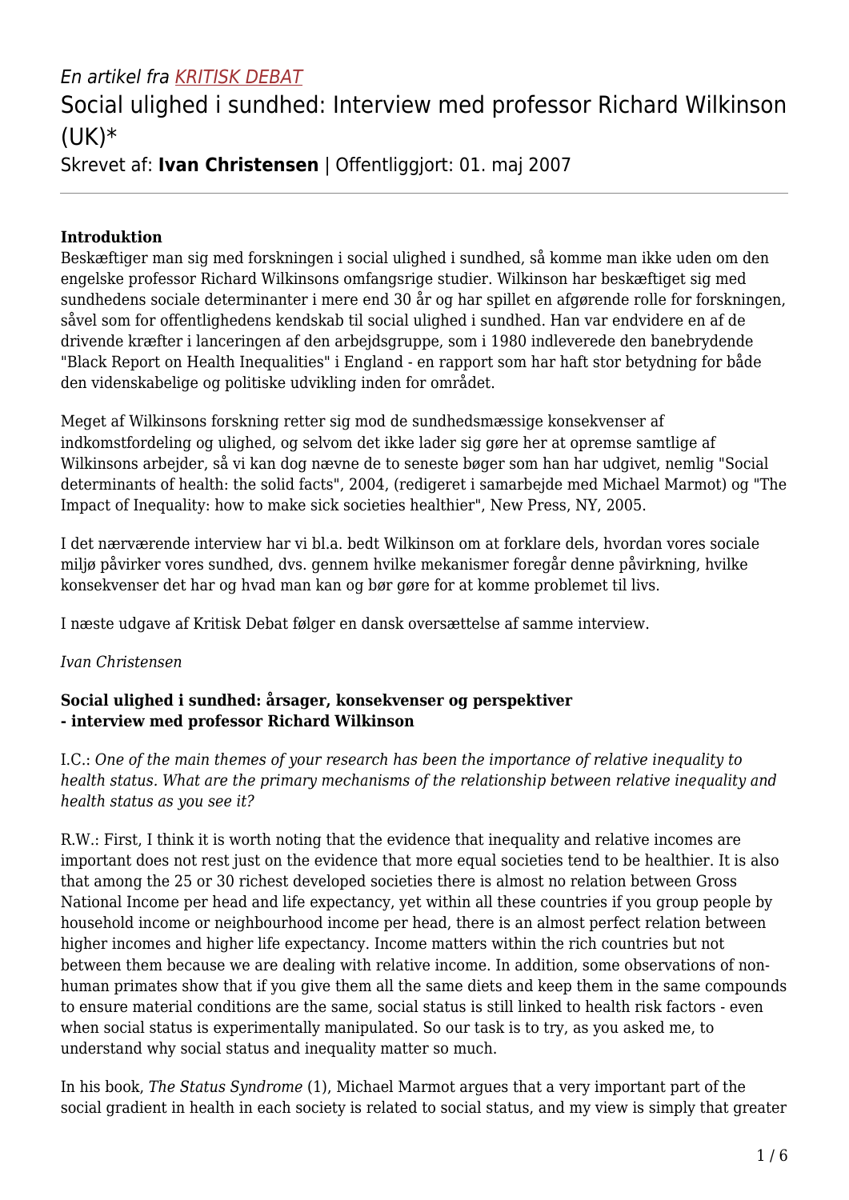*En artikel fra [KRITISK DEBAT]*

# Social ulighed i sundhed: Interview med professor Richard Wilkinson (UK)*

Skrevet af: **Ivan Christensen** | Offentliggjort: 01. maj 2007

---

**Introduktion**

Beskæftiger man sig med forskningen i social ulighed i sundhed, så komme man ikke uden om den engelske professor Richard Wilkinsons omfangsrige studier. Wilkinson har beskæftiget sig med sundhedens sociale determinanter i mere end 30 år og har spillet en afgørende rolle for forskningen, såvel som for offentlighedens kendskab til social ulighed i sundhed. Han var endvidere en af de drivende kræfter i lanceringen af den arbejdsgruppe, som i 1980 indleverede den banebrydende "Black Report on Health Inequalities" i England - en rapport som har haft stor betydning for både den videnskabelige og politiske udvikling inden for området.

Meget af Wilkinsons forskning retter sig mod de sundhedsmæssige konsekvenser af indkomstfordeling og ulighed, og selvom det ikke lader sig gøre her at opremse samtlige af Wilkinsons arbejder, så vi kan dog nævne de to seneste bøger som han har udgivet, nemlig "Social determinants of health: the solid facts", 2004, (redigeret i samarbejde med Michael Marmot) og "The Impact of Inequality: how to make sick societies healthier", New Press, NY, 2005.

I det nærværende interview har vi bl.a. bedt Wilkinson om at forklare dels, hvordan vores sociale miljø påvirker vores sundhed, dvs. gennem hvilke mekanismer foregår denne påvirkning, hvilke konsekvenser det har og hvad man kan og bør gøre for at komme problemet til livs.

I næste udgave af Kritisk Debat følger en dansk oversættelse af samme interview.

*Ivan Christensen*

**Social ulighed i sundhed: årsager, konsekvenser og perspektiver**
**- interview med professor Richard Wilkinson**

I.C.: *One of the main themes of your research has been the importance of relative inequality to health status. What are the primary mechanisms of the relationship between relative inequality and health status as you see it?*

R.W.: First, I think it is worth noting that the evidence that inequality and relative incomes are important does not rest just on the evidence that more equal societies tend to be healthier. It is also that among the 25 or 30 richest developed societies there is almost no relation between Gross National Income per head and life expectancy, yet within all these countries if you group people by household income or neighbourhood income per head, there is an almost perfect relation between higher incomes and higher life expectancy. Income matters within the rich countries but not between them because we are dealing with relative income. In addition, some observations of non-human primates show that if you give them all the same diets and keep them in the same compounds to ensure material conditions are the same, social status is still linked to health risk factors - even when social status is experimentally manipulated. So our task is to try, as you asked me, to understand why social status and inequality matter so much.

In his book, *The Status Syndrome* (1), Michael Marmot argues that a very important part of the social gradient in health in each society is related to social status, and my view is simply that greater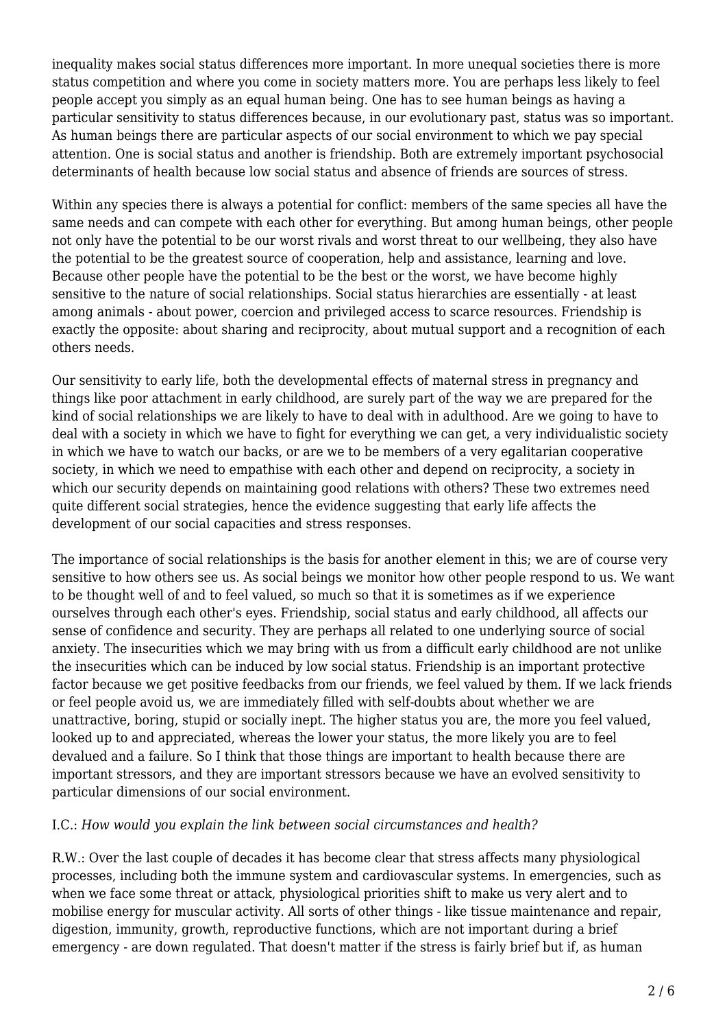inequality makes social status differences more important. In more unequal societies there is more status competition and where you come in society matters more. You are perhaps less likely to feel people accept you simply as an equal human being. One has to see human beings as having a particular sensitivity to status differences because, in our evolutionary past, status was so important. As human beings there are particular aspects of our social environment to which we pay special attention. One is social status and another is friendship. Both are extremely important psychosocial determinants of health because low social status and absence of friends are sources of stress.

Within any species there is always a potential for conflict: members of the same species all have the same needs and can compete with each other for everything. But among human beings, other people not only have the potential to be our worst rivals and worst threat to our wellbeing, they also have the potential to be the greatest source of cooperation, help and assistance, learning and love. Because other people have the potential to be the best or the worst, we have become highly sensitive to the nature of social relationships. Social status hierarchies are essentially - at least among animals - about power, coercion and privileged access to scarce resources. Friendship is exactly the opposite: about sharing and reciprocity, about mutual support and a recognition of each others needs.

Our sensitivity to early life, both the developmental effects of maternal stress in pregnancy and things like poor attachment in early childhood, are surely part of the way we are prepared for the kind of social relationships we are likely to have to deal with in adulthood. Are we going to have to deal with a society in which we have to fight for everything we can get, a very individualistic society in which we have to watch our backs, or are we to be members of a very egalitarian cooperative society, in which we need to empathise with each other and depend on reciprocity, a society in which our security depends on maintaining good relations with others? These two extremes need quite different social strategies, hence the evidence suggesting that early life affects the development of our social capacities and stress responses.

The importance of social relationships is the basis for another element in this; we are of course very sensitive to how others see us. As social beings we monitor how other people respond to us. We want to be thought well of and to feel valued, so much so that it is sometimes as if we experience ourselves through each other's eyes. Friendship, social status and early childhood, all affects our sense of confidence and security. They are perhaps all related to one underlying source of social anxiety. The insecurities which we may bring with us from a difficult early childhood are not unlike the insecurities which can be induced by low social status. Friendship is an important protective factor because we get positive feedbacks from our friends, we feel valued by them. If we lack friends or feel people avoid us, we are immediately filled with self-doubts about whether we are unattractive, boring, stupid or socially inept. The higher status you are, the more you feel valued, looked up to and appreciated, whereas the lower your status, the more likely you are to feel devalued and a failure. So I think that those things are important to health because there are important stressors, and they are important stressors because we have an evolved sensitivity to particular dimensions of our social environment.

I.C.: *How would you explain the link between social circumstances and health?*

R.W.: Over the last couple of decades it has become clear that stress affects many physiological processes, including both the immune system and cardiovascular systems. In emergencies, such as when we face some threat or attack, physiological priorities shift to make us very alert and to mobilise energy for muscular activity. All sorts of other things - like tissue maintenance and repair, digestion, immunity, growth, reproductive functions, which are not important during a brief emergency - are down regulated. That doesn't matter if the stress is fairly brief but if, as human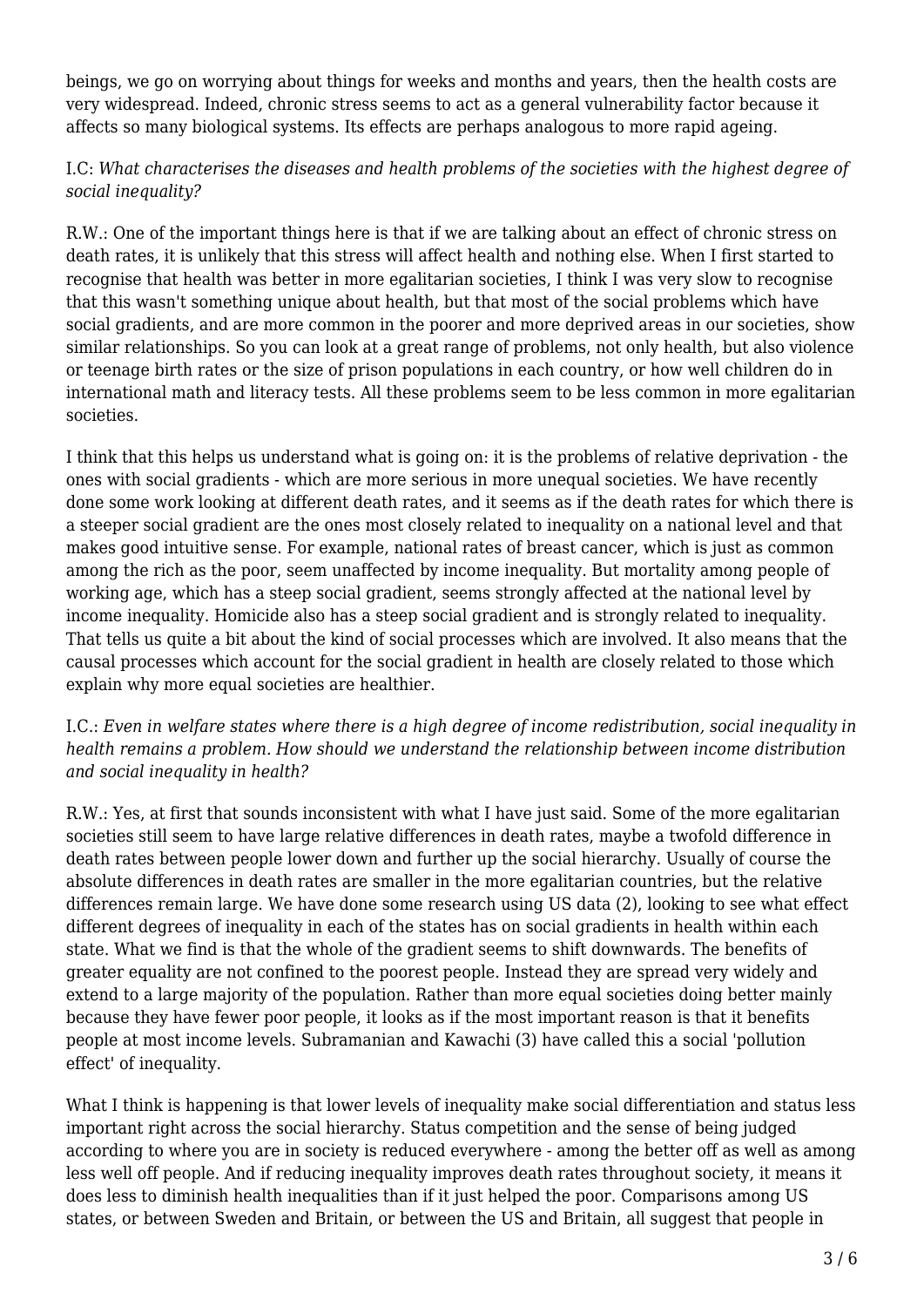beings, we go on worrying about things for weeks and months and years, then the health costs are very widespread. Indeed, chronic stress seems to act as a general vulnerability factor because it affects so many biological systems. Its effects are perhaps analogous to more rapid ageing.

I.C: *What characterises the diseases and health problems of the societies with the highest degree of social inequality?*

R.W.: One of the important things here is that if we are talking about an effect of chronic stress on death rates, it is unlikely that this stress will affect health and nothing else. When I first started to recognise that health was better in more egalitarian societies, I think I was very slow to recognise that this wasn't something unique about health, but that most of the social problems which have social gradients, and are more common in the poorer and more deprived areas in our societies, show similar relationships. So you can look at a great range of problems, not only health, but also violence or teenage birth rates or the size of prison populations in each country, or how well children do in international math and literacy tests. All these problems seem to be less common in more egalitarian societies.

I think that this helps us understand what is going on: it is the problems of relative deprivation - the ones with social gradients - which are more serious in more unequal societies. We have recently done some work looking at different death rates, and it seems as if the death rates for which there is a steeper social gradient are the ones most closely related to inequality on a national level and that makes good intuitive sense. For example, national rates of breast cancer, which is just as common among the rich as the poor, seem unaffected by income inequality. But mortality among people of working age, which has a steep social gradient, seems strongly affected at the national level by income inequality. Homicide also has a steep social gradient and is strongly related to inequality. That tells us quite a bit about the kind of social processes which are involved. It also means that the causal processes which account for the social gradient in health are closely related to those which explain why more equal societies are healthier.

I.C.: *Even in welfare states where there is a high degree of income redistribution, social inequality in health remains a problem. How should we understand the relationship between income distribution and social inequality in health?*

R.W.: Yes, at first that sounds inconsistent with what I have just said. Some of the more egalitarian societies still seem to have large relative differences in death rates, maybe a twofold difference in death rates between people lower down and further up the social hierarchy. Usually of course the absolute differences in death rates are smaller in the more egalitarian countries, but the relative differences remain large. We have done some research using US data (2), looking to see what effect different degrees of inequality in each of the states has on social gradients in health within each state. What we find is that the whole of the gradient seems to shift downwards. The benefits of greater equality are not confined to the poorest people. Instead they are spread very widely and extend to a large majority of the population. Rather than more equal societies doing better mainly because they have fewer poor people, it looks as if the most important reason is that it benefits people at most income levels. Subramanian and Kawachi (3) have called this a social 'pollution effect' of inequality.

What I think is happening is that lower levels of inequality make social differentiation and status less important right across the social hierarchy. Status competition and the sense of being judged according to where you are in society is reduced everywhere - among the better off as well as among less well off people. And if reducing inequality improves death rates throughout society, it means it does less to diminish health inequalities than if it just helped the poor. Comparisons among US states, or between Sweden and Britain, or between the US and Britain, all suggest that people in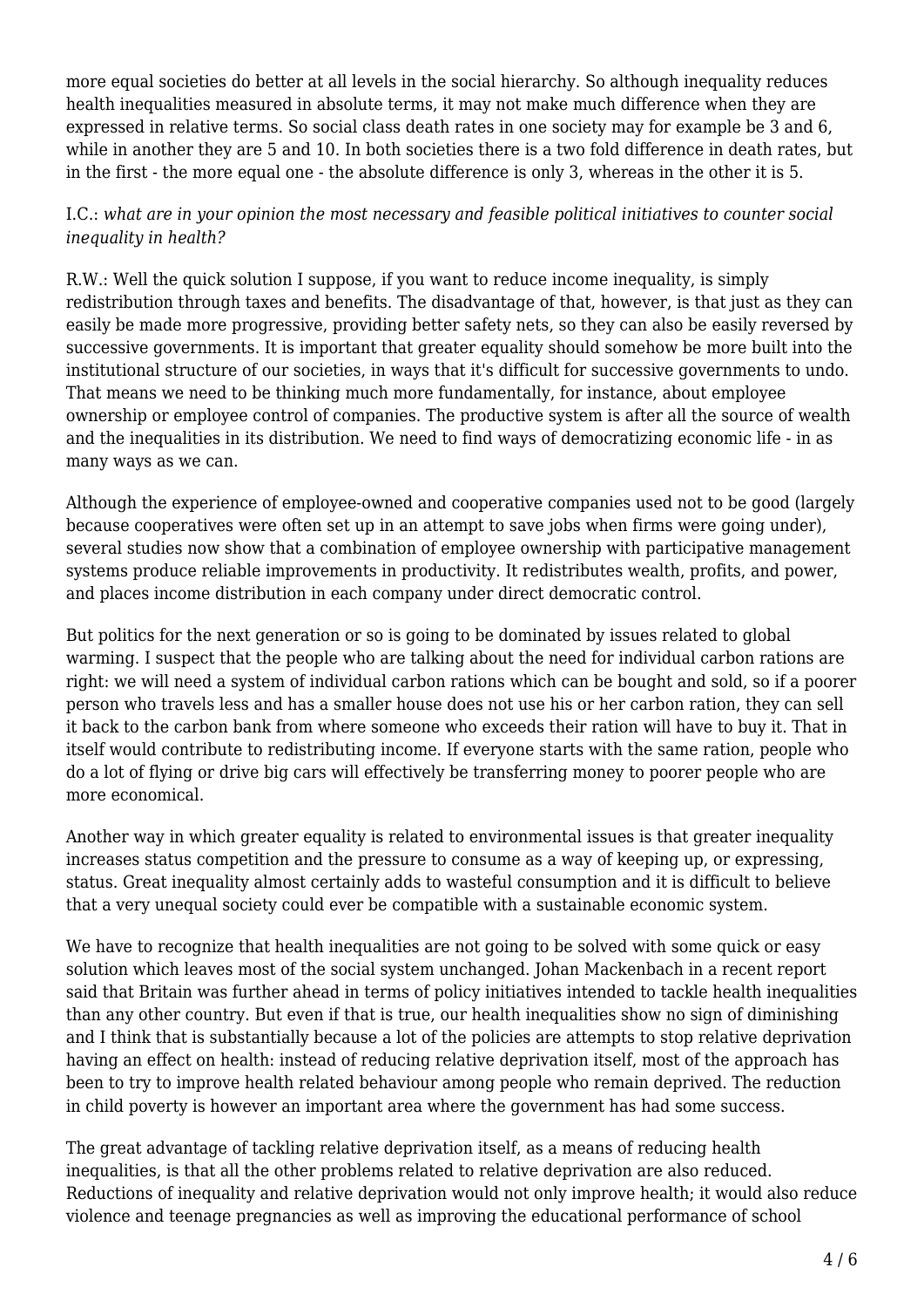more equal societies do better at all levels in the social hierarchy. So although inequality reduces health inequalities measured in absolute terms, it may not make much difference when they are expressed in relative terms. So social class death rates in one society may for example be 3 and 6, while in another they are 5 and 10. In both societies there is a two fold difference in death rates, but in the first - the more equal one - the absolute difference is only 3, whereas in the other it is 5.

I.C.: *what are in your opinion the most necessary and feasible political initiatives to counter social inequality in health?*

R.W.: Well the quick solution I suppose, if you want to reduce income inequality, is simply redistribution through taxes and benefits. The disadvantage of that, however, is that just as they can easily be made more progressive, providing better safety nets, so they can also be easily reversed by successive governments. It is important that greater equality should somehow be more built into the institutional structure of our societies, in ways that it's difficult for successive governments to undo. That means we need to be thinking much more fundamentally, for instance, about employee ownership or employee control of companies. The productive system is after all the source of wealth and the inequalities in its distribution. We need to find ways of democratizing economic life - in as many ways as we can.

Although the experience of employee-owned and cooperative companies used not to be good (largely because cooperatives were often set up in an attempt to save jobs when firms were going under), several studies now show that a combination of employee ownership with participative management systems produce reliable improvements in productivity. It redistributes wealth, profits, and power, and places income distribution in each company under direct democratic control.

But politics for the next generation or so is going to be dominated by issues related to global warming. I suspect that the people who are talking about the need for individual carbon rations are right: we will need a system of individual carbon rations which can be bought and sold, so if a poorer person who travels less and has a smaller house does not use his or her carbon ration, they can sell it back to the carbon bank from where someone who exceeds their ration will have to buy it. That in itself would contribute to redistributing income. If everyone starts with the same ration, people who do a lot of flying or drive big cars will effectively be transferring money to poorer people who are more economical.

Another way in which greater equality is related to environmental issues is that greater inequality increases status competition and the pressure to consume as a way of keeping up, or expressing, status. Great inequality almost certainly adds to wasteful consumption and it is difficult to believe that a very unequal society could ever be compatible with a sustainable economic system.

We have to recognize that health inequalities are not going to be solved with some quick or easy solution which leaves most of the social system unchanged. Johan Mackenbach in a recent report said that Britain was further ahead in terms of policy initiatives intended to tackle health inequalities than any other country. But even if that is true, our health inequalities show no sign of diminishing and I think that is substantially because a lot of the policies are attempts to stop relative deprivation having an effect on health: instead of reducing relative deprivation itself, most of the approach has been to try to improve health related behaviour among people who remain deprived. The reduction in child poverty is however an important area where the government has had some success.

The great advantage of tackling relative deprivation itself, as a means of reducing health inequalities, is that all the other problems related to relative deprivation are also reduced. Reductions of inequality and relative deprivation would not only improve health; it would also reduce violence and teenage pregnancies as well as improving the educational performance of school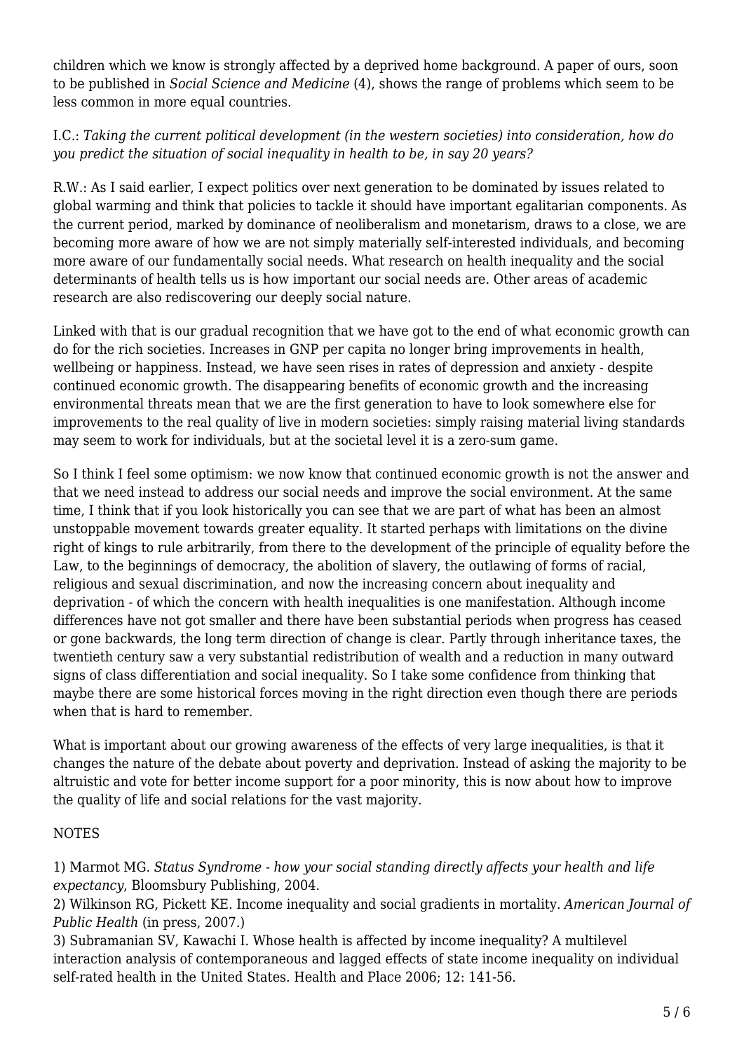children which we know is strongly affected by a deprived home background. A paper of ours, soon to be published in *Social Science and Medicine* (4), shows the range of problems which seem to be less common in more equal countries.

I.C.: *Taking the current political development (in the western societies) into consideration, how do you predict the situation of social inequality in health to be, in say 20 years?*

R.W.: As I said earlier, I expect politics over next generation to be dominated by issues related to global warming and think that policies to tackle it should have important egalitarian components. As the current period, marked by dominance of neoliberalism and monetarism, draws to a close, we are becoming more aware of how we are not simply materially self-interested individuals, and becoming more aware of our fundamentally social needs. What research on health inequality and the social determinants of health tells us is how important our social needs are. Other areas of academic research are also rediscovering our deeply social nature.

Linked with that is our gradual recognition that we have got to the end of what economic growth can do for the rich societies. Increases in GNP per capita no longer bring improvements in health, wellbeing or happiness. Instead, we have seen rises in rates of depression and anxiety - despite continued economic growth. The disappearing benefits of economic growth and the increasing environmental threats mean that we are the first generation to have to look somewhere else for improvements to the real quality of live in modern societies: simply raising material living standards may seem to work for individuals, but at the societal level it is a zero-sum game.

So I think I feel some optimism: we now know that continued economic growth is not the answer and that we need instead to address our social needs and improve the social environment. At the same time, I think that if you look historically you can see that we are part of what has been an almost unstoppable movement towards greater equality. It started perhaps with limitations on the divine right of kings to rule arbitrarily, from there to the development of the principle of equality before the Law, to the beginnings of democracy, the abolition of slavery, the outlawing of forms of racial, religious and sexual discrimination, and now the increasing concern about inequality and deprivation - of which the concern with health inequalities is one manifestation. Although income differences have not got smaller and there have been substantial periods when progress has ceased or gone backwards, the long term direction of change is clear. Partly through inheritance taxes, the twentieth century saw a very substantial redistribution of wealth and a reduction in many outward signs of class differentiation and social inequality. So I take some confidence from thinking that maybe there are some historical forces moving in the right direction even though there are periods when that is hard to remember.

What is important about our growing awareness of the effects of very large inequalities, is that it changes the nature of the debate about poverty and deprivation. Instead of asking the majority to be altruistic and vote for better income support for a poor minority, this is now about how to improve the quality of life and social relations for the vast majority.

NOTES

1) Marmot MG. *Status Syndrome - how your social standing directly affects your health and life expectancy*, Bloomsbury Publishing, 2004.
2) Wilkinson RG, Pickett KE. Income inequality and social gradients in mortality. *American Journal of Public Health* (in press, 2007.)
3) Subramanian SV, Kawachi I. Whose health is affected by income inequality? A multilevel interaction analysis of contemporaneous and lagged effects of state income inequality on individual self-rated health in the United States. Health and Place 2006; 12: 141-56.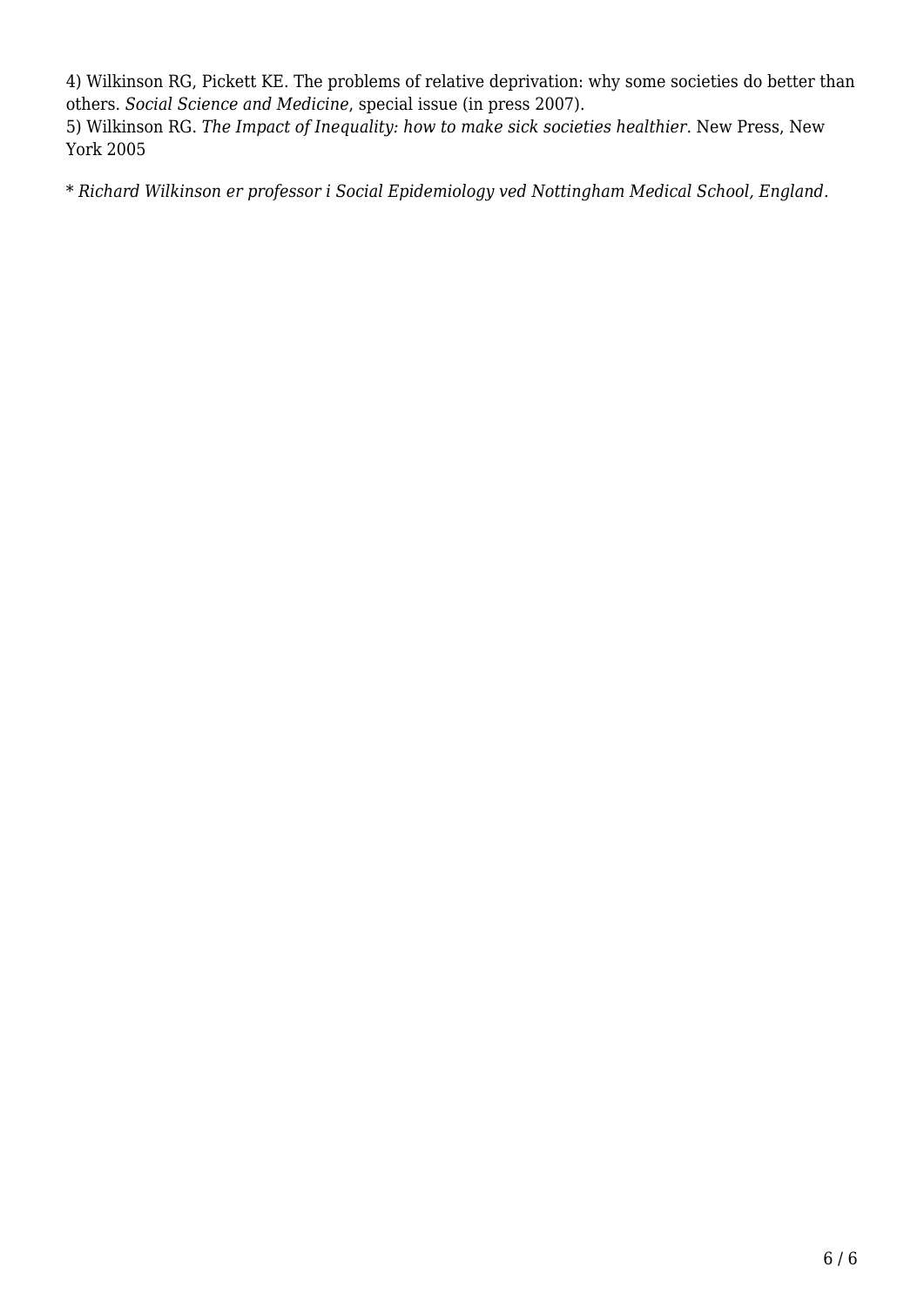4) Wilkinson RG, Pickett KE. The problems of relative deprivation: why some societies do better than others. *Social Science and Medicine*, special issue (in press 2007).
5) Wilkinson RG. *The Impact of Inequality: how to make sick societies healthier*. New Press, New York 2005

* *Richard Wilkinson er professor i Social Epidemiology ved Nottingham Medical School, England.*